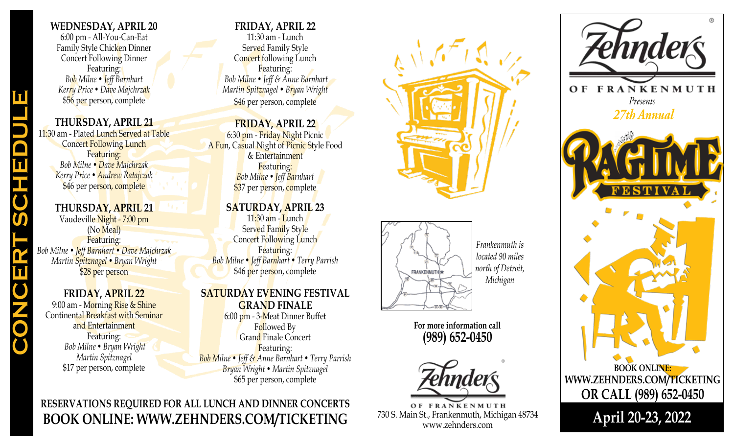# CONCERT SCHEDULE

### WEDNESDAY, APRIL 20

6:00 pm - All-You-Can-Eat
Family Style Chicken Dinner
Concert Following Dinner
Featuring:
*Bob Milne • Jeff Barnhart*
*Kerry Price • Dave Majchrzak*
$56 per person, complete

### THURSDAY, APRIL 21

11:30 am - Plated Lunch Served at Table
Concert Following Lunch
Featuring:
*Bob Milne • Dave Majchrzak*
*Kerry Price • Andrew Ratajczak*
$46 per person, complete

### THURSDAY, APRIL 21

Vaudeville Night - 7:00 pm
(No Meal)
Featuring:
*Bob Milne • Jeff Barnhart • Dave Majchrzak*
*Martin Spitznagel • Bryan Wright*
$28 per person

### FRIDAY, APRIL 22

9:00 am - Morning Rise & Shine
Continental Breakfast with Seminar
and Entertainment
Featuring:
*Bob Milne • Bryan Wright*
*Martin Spitznagel*
$17 per person, complete

### FRIDAY, APRIL 22

11:30 am - Lunch
Served Family Style
Concert following Lunch
Featuring:
*Bob Milne • Jeff & Anne Barnhart*
*Martin Spitznagel • Bryan Wright*
$46 per person, complete

### FRIDAY, APRIL 22

6:30 pm - Friday Night Picnic
A Fun, Casual Night of Picnic Style Food
& Entertainment
Featuring:
*Bob Milne • Jeff Barnhart*
$37 per person, complete

### SATURDAY, APRIL 23

11:30 am - Lunch
Served Family Style
Concert Following Lunch
Featuring:
*Bob Milne • Jeff Barnhart • Terry Parrish*
$46 per person, complete

### SATURDAY EVENING FESTIVAL GRAND FINALE

6:00 pm - 3-Meat Dinner Buffet
Followed By
Grand Finale Concert
Featuring:
*Bob Milne • Jeff & Anne Barnhart • Terry Parrish*
*Bryan Wright • Martin Spitznagel*
$65 per person, complete

**RESERVATIONS REQUIRED FOR ALL LUNCH AND DINNER CONCERTS**

**BOOK ONLINE: WWW.ZEHNDERS.COM/TICKETING**

*Frankenmuth is located 90 miles north of Detroit, Michigan*

**For more information call**
**(989) 652-0450**

Zehnder's OF FRANKENMUTH
730 S. Main St., Frankenmuth, Michigan 48734
www.zehnders.com

# Zehnder's OF FRANKENMUTH

*Presents*

*27th Annual*

# RAGTIME FESTIVAL

**BOOK ONLINE:**
**WWW.ZEHNDERS.COM/TICKETING**
**OR CALL (989) 652-0450**

**April 20-23, 2022**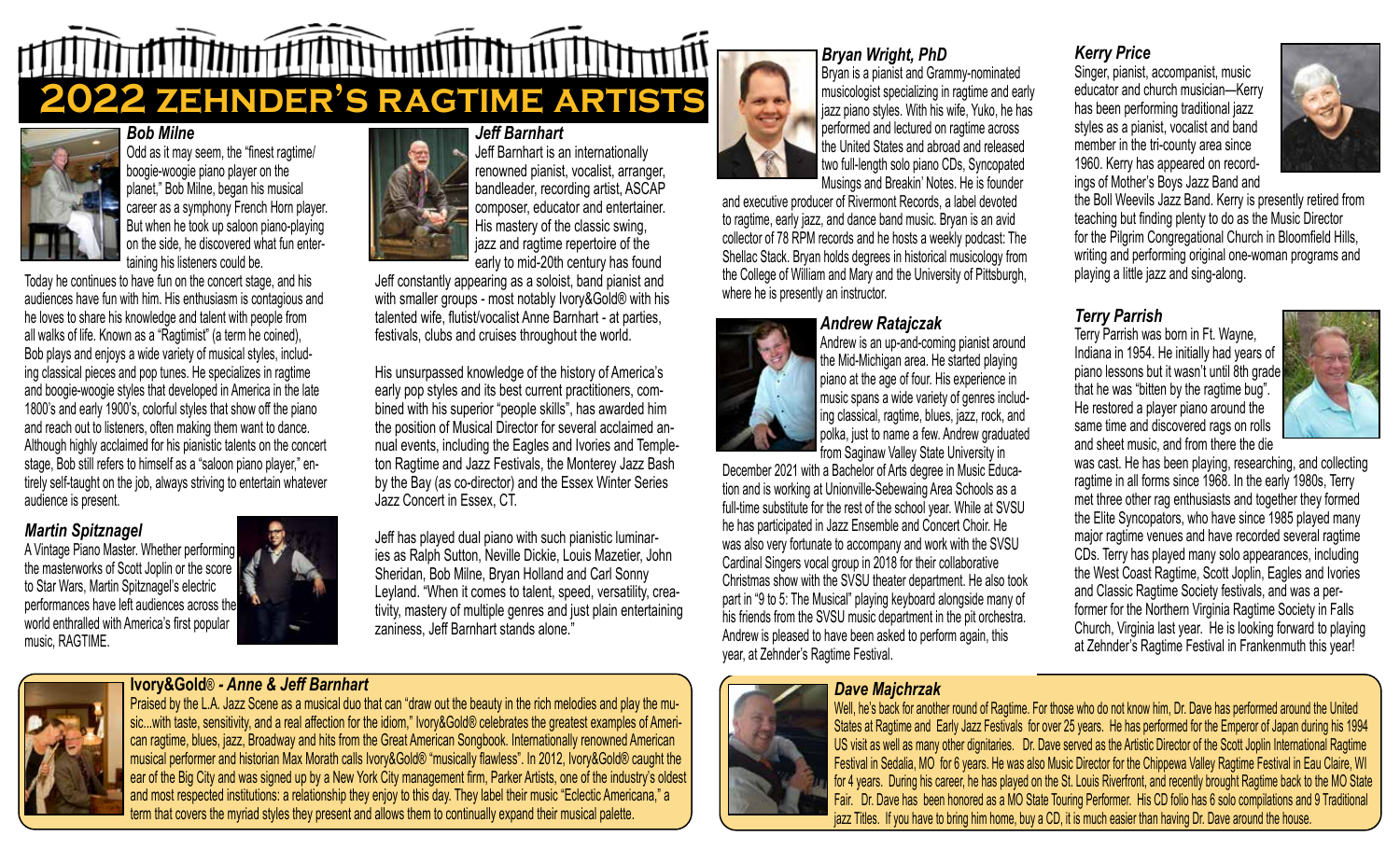# 2022 ZEHNDER'S RAGTIME ARTISTS

### *Bob Milne*

Odd as it may seem, the "finest ragtime/ boogie-woogie piano player on the planet," Bob Milne, began his musical career as a symphony French Horn player. But when he took up saloon piano-playing on the side, he discovered what fun entertaining his listeners could be.

Today he continues to have fun on the concert stage, and his audiences have fun with him. His enthusiasm is contagious and he loves to share his knowledge and talent with people from all walks of life. Known as a "Ragtimist" (a term he coined), Bob plays and enjoys a wide variety of musical styles, including classical pieces and pop tunes. He specializes in ragtime and boogie-woogie styles that developed in America in the late 1800's and early 1900's, colorful styles that show off the piano and reach out to listeners, often making them want to dance. Although highly acclaimed for his pianistic talents on the concert stage, Bob still refers to himself as a "saloon piano player," entirely self-taught on the job, always striving to entertain whatever audience is present.

### *Martin Spitznagel*

A Vintage Piano Master. Whether performing the masterworks of Scott Joplin or the score to Star Wars, Martin Spitznagel's electric performances have left audiences across the world enthralled with America's first popular music, RAGTIME.

### *Jeff Barnhart*

Jeff Barnhart is an internationally renowned pianist, vocalist, arranger, bandleader, recording artist, ASCAP composer, educator and entertainer. His mastery of the classic swing, jazz and ragtime repertoire of the early to mid-20th century has found Jeff constantly appearing as a soloist, band pianist and with smaller groups - most notably Ivory&Gold® with his talented wife, flutist/vocalist Anne Barnhart - at parties, festivals, clubs and cruises throughout the world.

His unsurpassed knowledge of the history of America's early pop styles and its best current practitioners, combined with his superior "people skills", has awarded him the position of Musical Director for several acclaimed annual events, including the Eagles and Ivories and Templeton Ragtime and Jazz Festivals, the Monterey Jazz Bash by the Bay (as co-director) and the Essex Winter Series Jazz Concert in Essex, CT.

Jeff has played dual piano with such pianistic luminaries as Ralph Sutton, Neville Dickie, Louis Mazetier, John Sheridan, Bob Milne, Bryan Holland and Carl Sonny Leyland. "When it comes to talent, speed, versatility, creativity, mastery of multiple genres and just plain entertaining zaniness, Jeff Barnhart stands alone."

### *Bryan Wright, PhD*

Bryan is a pianist and Grammy-nominated musicologist specializing in ragtime and early jazz piano styles. With his wife, Yuko, he has performed and lectured on ragtime across the United States and abroad and released two full-length solo piano CDs, Syncopated Musings and Breakin' Notes. He is founder and executive producer of Rivermont Records, a label devoted to ragtime, early jazz, and dance band music. Bryan is an avid collector of 78 RPM records and he hosts a weekly podcast: The Shellac Stack. Bryan holds degrees in historical musicology from the College of William and Mary and the University of Pittsburgh, where he is presently an instructor.

### *Andrew Ratajczak*

Andrew is an up-and-coming pianist around the Mid-Michigan area. He started playing piano at the age of four. His experience in music spans a wide variety of genres including classical, ragtime, blues, jazz, rock, and polka, just to name a few. Andrew graduated from Saginaw Valley State University in December 2021 with a Bachelor of Arts degree in Music Education and is working at Unionville-Sebewaing Area Schools as a full-time substitute for the rest of the school year. While at SVSU he has participated in Jazz Ensemble and Concert Choir. He was also very fortunate to accompany and work with the SVSU Cardinal Singers vocal group in 2018 for their collaborative Christmas show with the SVSU theater department. He also took part in "9 to 5: The Musical" playing keyboard alongside many of his friends from the SVSU music department in the pit orchestra. Andrew is pleased to have been asked to perform again, this year, at Zehnder's Ragtime Festival.

### *Kerry Price*

Singer, pianist, accompanist, music educator and church musician—Kerry has been performing traditional jazz styles as a pianist, vocalist and band member in the tri-county area since 1960. Kerry has appeared on recordings of Mother's Boys Jazz Band and the Boll Weevils Jazz Band. Kerry is presently retired from teaching but finding plenty to do as the Music Director for the Pilgrim Congregational Church in Bloomfield Hills, writing and performing original one-woman programs and playing a little jazz and sing-along.

### *Terry Parrish*

Terry Parrish was born in Ft. Wayne, Indiana in 1954. He initially had years of piano lessons but it wasn't until 8th grade that he was "bitten by the ragtime bug". He restored a player piano around the same time and discovered rags on rolls and sheet music, and from there the die was cast. He has been playing, researching, and collecting ragtime in all forms since 1968. In the early 1980s, Terry met three other rag enthusiasts and together they formed the Elite Syncopators, who have since 1985 played many major ragtime venues and have recorded several ragtime CDs. Terry has played many solo appearances, including the West Coast Ragtime, Scott Joplin, Eagles and Ivories and Classic Ragtime Society festivals, and was a performer for the Northern Virginia Ragtime Society in Falls Church, Virginia last year. He is looking forward to playing at Zehnder's Ragtime Festival in Frankenmuth this year!

### **Ivory&Gold®** *- Anne & Jeff Barnhart*

Praised by the L.A. Jazz Scene as a musical duo that can "draw out the beauty in the rich melodies and play the music...with taste, sensitivity, and a real affection for the idiom," Ivory&Gold® celebrates the greatest examples of American ragtime, blues, jazz, Broadway and hits from the Great American Songbook. Internationally renowned American musical performer and historian Max Morath calls Ivory&Gold® "musically flawless". In 2012, Ivory&Gold® caught the ear of the Big City and was signed up by a New York City management firm, Parker Artists, one of the industry's oldest and most respected institutions: a relationship they enjoy to this day. They label their music "Eclectic Americana," a term that covers the myriad styles they present and allows them to continually expand their musical palette.

### *Dave Majchrzak*

Well, he's back for another round of Ragtime. For those who do not know him, Dr. Dave has performed around the United States at Ragtime and Early Jazz Festivals for over 25 years. He has performed for the Emperor of Japan during his 1994 US visit as well as many other dignitaries. Dr. Dave served as the Artistic Director of the Scott Joplin International Ragtime Festival in Sedalia, MO for 6 years. He was also Music Director for the Chippewa Valley Ragtime Festival in Eau Claire, WI for 4 years. During his career, he has played on the St. Louis Riverfront, and recently brought Ragtime back to the MO State Fair. Dr. Dave has been honored as a MO State Touring Performer. His CD folio has 6 solo compilations and 9 Traditional jazz Titles. If you have to bring him home, buy a CD, it is much easier than having Dr. Dave around the house.